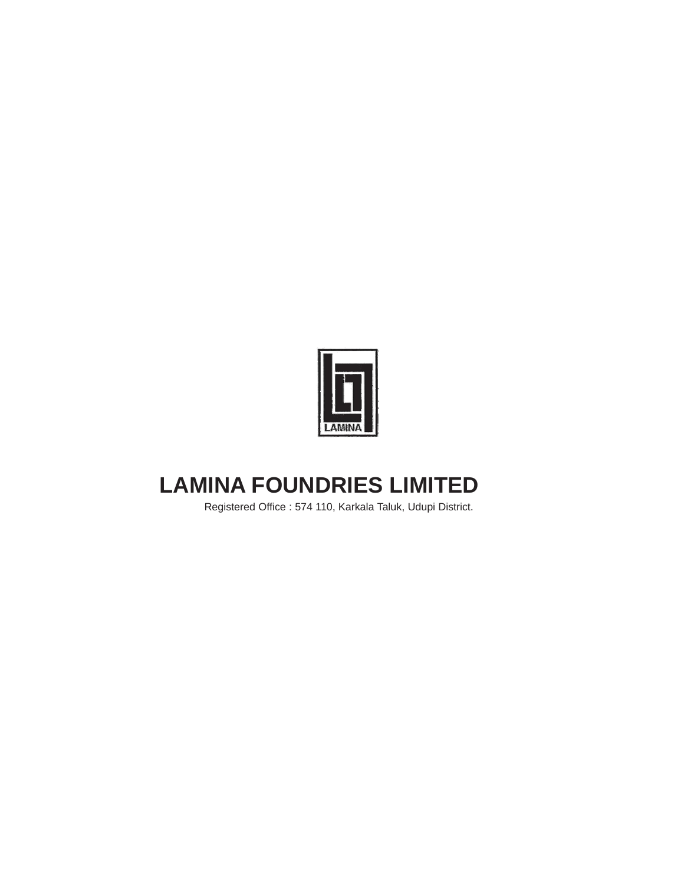LAMINA

# LAMINA FOUNDRIES LIMITED

Registered Office : 574 110, Karkala Taluk, Udupi District.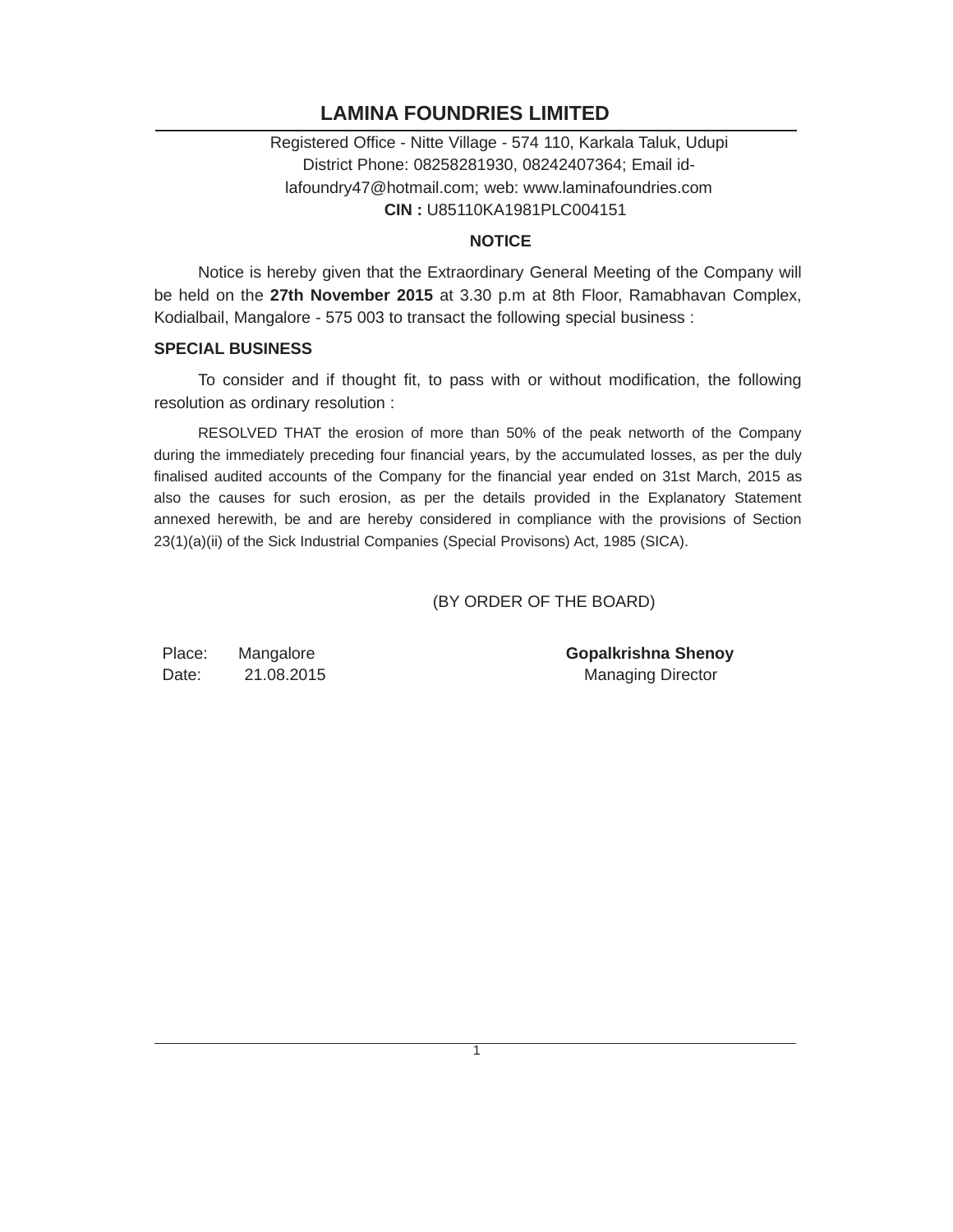# LAMINA FOUNDRIES LIMITED

Registered Office - Nitte Village - 574 110, Karkala Taluk, Udupi District Phone: 08258281930, 08242407364; Email id- lafoundry47@hotmail.com; web: www.laminafoundries.com
**CIN :** U85110KA1981PLC004151

## NOTICE

Notice is hereby given that the Extraordinary General Meeting of the Company will be held on the **27th November 2015** at 3.30 p.m at 8th Floor, Ramabhavan Complex, Kodialbail, Mangalore - 575 003 to transact the following special business :

### SPECIAL BUSINESS

To consider and if thought fit, to pass with or without modification, the following resolution as ordinary resolution :

RESOLVED THAT the erosion of more than 50% of the peak networth of the Company during the immediately preceding four financial years, by the accumulated losses, as per the duly finalised audited accounts of the Company for the financial year ended on 31st March, 2015 as also the causes for such erosion, as per the details provided in the Explanatory Statement annexed herewith, be and are hereby considered in compliance with the provisions of Section 23(1)(a)(ii) of the Sick Industrial Companies (Special Provisons) Act, 1985 (SICA).

(BY ORDER OF THE BOARD)

Place: Mangalore
Date: 21.08.2015

**Gopalkrishna Shenoy**
Managing Director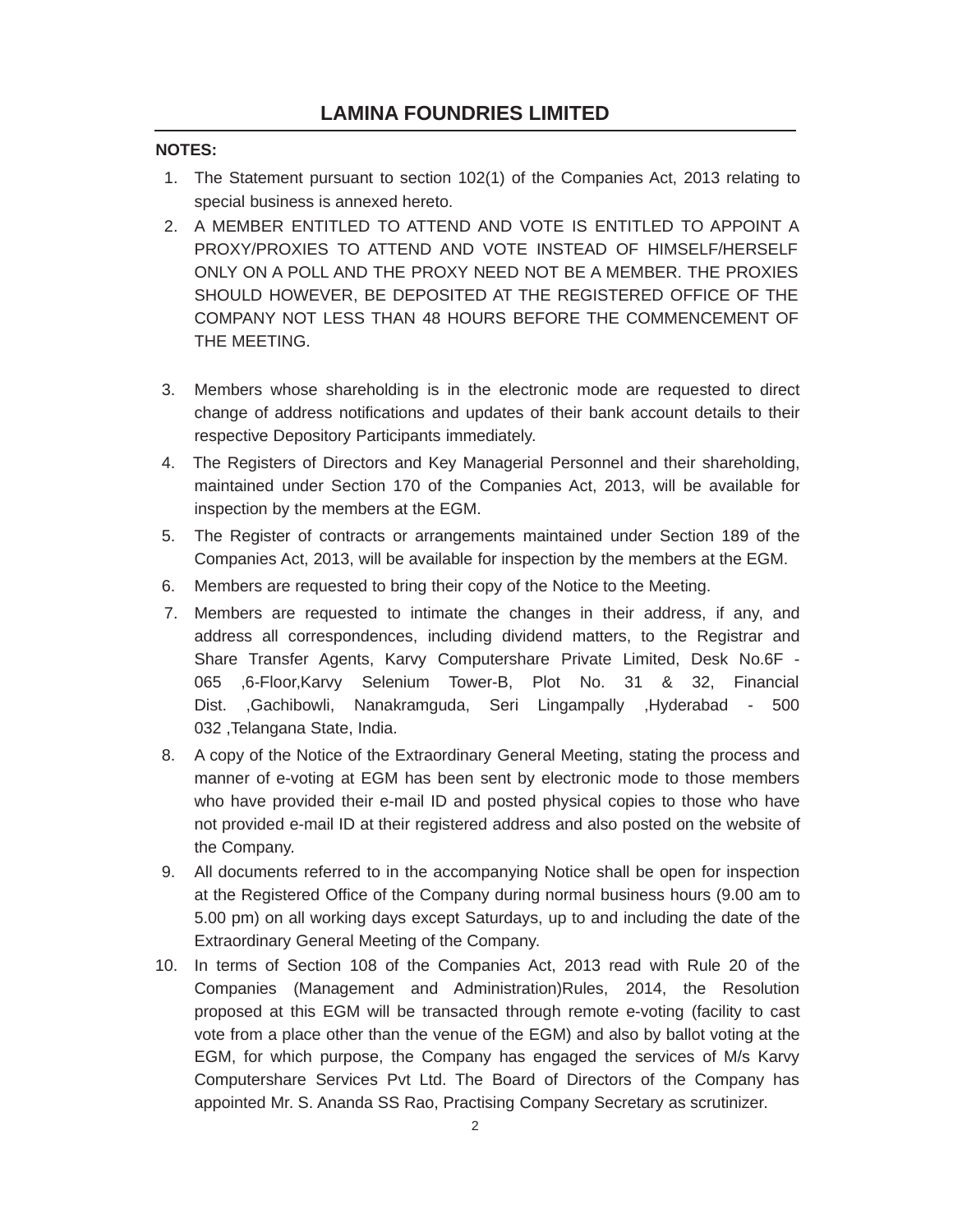## LAMINA FOUNDRIES LIMITED

**NOTES:**

1. The Statement pursuant to section 102(1) of the Companies Act, 2013 relating to special business is annexed hereto.
2. A MEMBER ENTITLED TO ATTEND AND VOTE IS ENTITLED TO APPOINT A PROXY/PROXIES TO ATTEND AND VOTE INSTEAD OF HIMSELF/HERSELF ONLY ON A POLL AND THE PROXY NEED NOT BE A MEMBER. THE PROXIES SHOULD HOWEVER, BE DEPOSITED AT THE REGISTERED OFFICE OF THE COMPANY NOT LESS THAN 48 HOURS BEFORE THE COMMENCEMENT OF THE MEETING.
3. Members whose shareholding is in the electronic mode are requested to direct change of address notifications and updates of their bank account details to their respective Depository Participants immediately.
4. The Registers of Directors and Key Managerial Personnel and their shareholding, maintained under Section 170 of the Companies Act, 2013, will be available for inspection by the members at the EGM.
5. The Register of contracts or arrangements maintained under Section 189 of the Companies Act, 2013, will be available for inspection by the members at the EGM.
6. Members are requested to bring their copy of the Notice to the Meeting.
7. Members are requested to intimate the changes in their address, if any, and address all correspondences, including dividend matters, to the Registrar and Share Transfer Agents, Karvy Computershare Private Limited, Desk No.6F - 065 ,6-Floor,Karvy Selenium Tower-B, Plot No. 31 & 32, Financial Dist. ,Gachibowli, Nanakramguda, Seri Lingampally ,Hyderabad - 500 032 ,Telangana State, India.
8. A copy of the Notice of the Extraordinary General Meeting, stating the process and manner of e-voting at EGM has been sent by electronic mode to those members who have provided their e-mail ID and posted physical copies to those who have not provided e-mail ID at their registered address and also posted on the website of the Company.
9. All documents referred to in the accompanying Notice shall be open for inspection at the Registered Office of the Company during normal business hours (9.00 am to 5.00 pm) on all working days except Saturdays, up to and including the date of the Extraordinary General Meeting of the Company.
10. In terms of Section 108 of the Companies Act, 2013 read with Rule 20 of the Companies (Management and Administration)Rules, 2014, the Resolution proposed at this EGM will be transacted through remote e-voting (facility to cast vote from a place other than the venue of the EGM) and also by ballot voting at the EGM, for which purpose, the Company has engaged the services of M/s Karvy Computershare Services Pvt Ltd. The Board of Directors of the Company has appointed Mr. S. Ananda SS Rao, Practising Company Secretary as scrutinizer.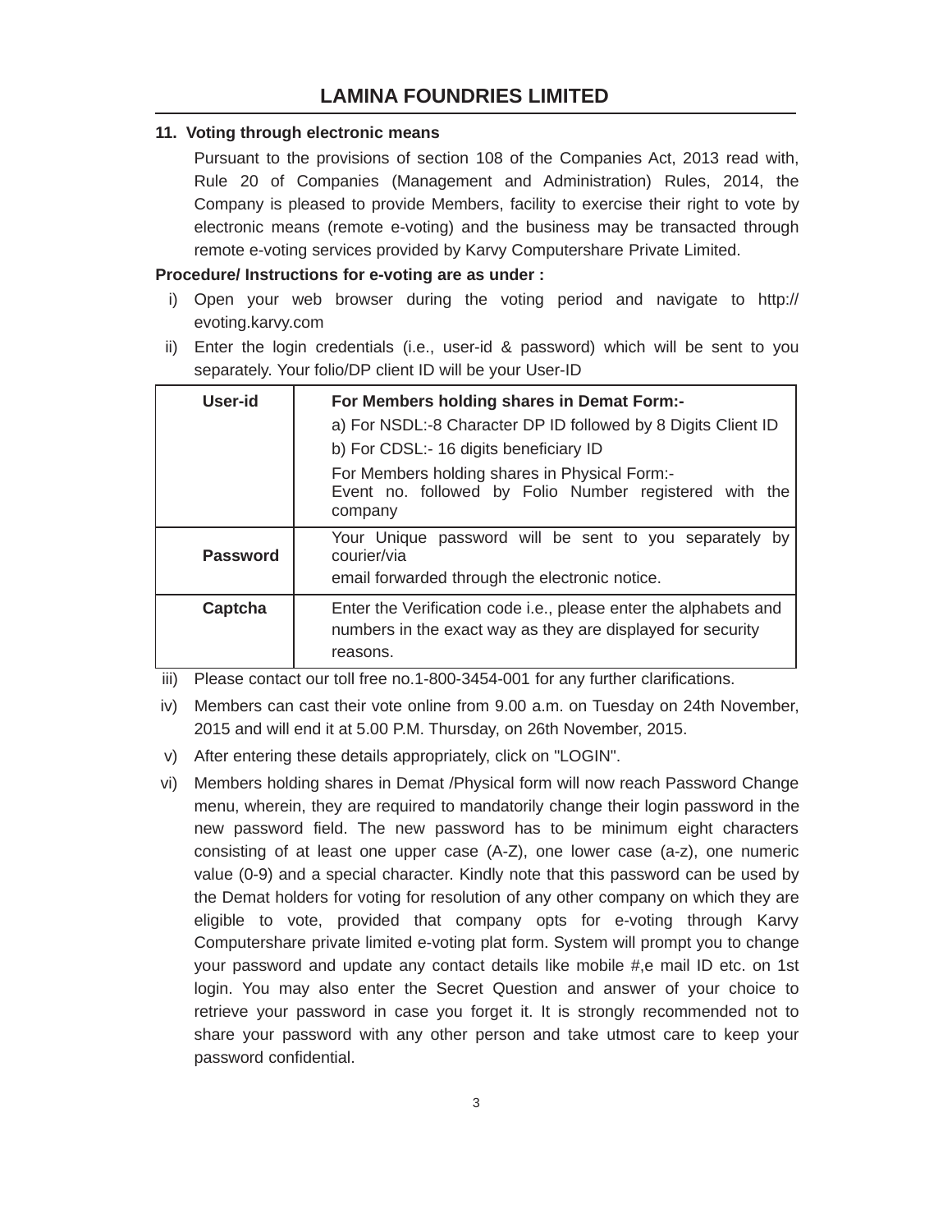**11. Voting through electronic means**

Pursuant to the provisions of section 108 of the Companies Act, 2013 read with, Rule 20 of Companies (Management and Administration) Rules, 2014, the Company is pleased to provide Members, facility to exercise their right to vote by electronic means (remote e-voting) and the business may be transacted through remote e-voting services provided by Karvy Computershare Private Limited.

**Procedure/ Instructions for e-voting are as under :**

i) Open your web browser during the voting period and navigate to http:// evoting.karvy.com

ii) Enter the login credentials (i.e., user-id & password) which will be sent to you separately. Your folio/DP client ID will be your User-ID

| User-id | **For Members holding shares in Demat Form:-**<br>a) For NSDL:-8 Character DP ID followed by 8 Digits Client ID<br>b) For CDSL:- 16 digits beneficiary ID<br>For Members holding shares in Physical Form:-<br>Event no. followed by Folio Number registered with the company |
|---|---|
| **Password** | Your Unique password will be sent to you separately by courier/via<br>email forwarded through the electronic notice. |
| **Captcha** | Enter the Verification code i.e., please enter the alphabets and numbers in the exact way as they are displayed for security reasons. |

iii) Please contact our toll free no.1-800-3454-001 for any further clarifications.

iv) Members can cast their vote online from 9.00 a.m. on Tuesday on 24th November, 2015 and will end it at 5.00 P.M. Thursday, on 26th November, 2015.

v) After entering these details appropriately, click on "LOGIN".

vi) Members holding shares in Demat /Physical form will now reach Password Change menu, wherein, they are required to mandatorily change their login password in the new password field. The new password has to be minimum eight characters consisting of at least one upper case (A-Z), one lower case (a-z), one numeric value (0-9) and a special character. Kindly note that this password can be used by the Demat holders for voting for resolution of any other company on which they are eligible to vote, provided that company opts for e-voting through Karvy Computershare private limited e-voting plat form. System will prompt you to change your password and update any contact details like mobile #,e mail ID etc. on 1st login. You may also enter the Secret Question and answer of your choice to retrieve your password in case you forget it. It is strongly recommended not to share your password with any other person and take utmost care to keep your password confidential.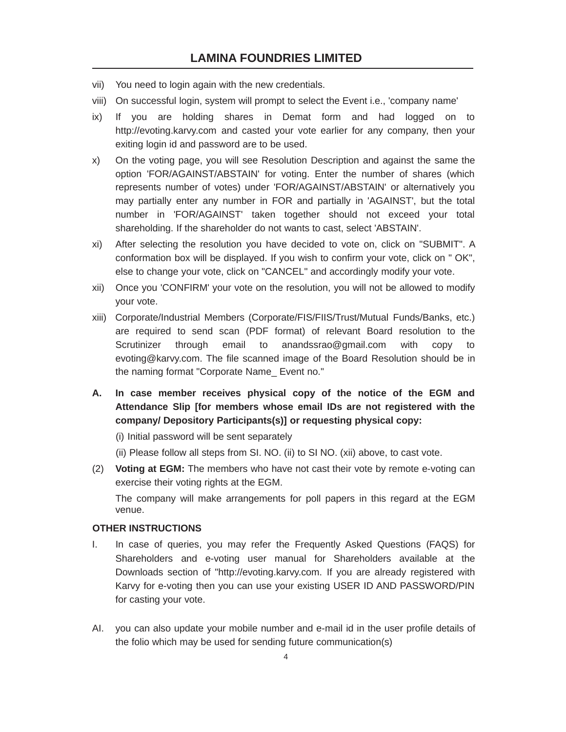vii) You need to login again with the new credentials.

viii) On successful login, system will prompt to select the Event i.e., 'company name'

ix) If you are holding shares in Demat form and had logged on to http://evoting.karvy.com and casted your vote earlier for any company, then your exiting login id and password are to be used.

x) On the voting page, you will see Resolution Description and against the same the option 'FOR/AGAINST/ABSTAIN' for voting. Enter the number of shares (which represents number of votes) under 'FOR/AGAINST/ABSTAIN' or alternatively you may partially enter any number in FOR and partially in 'AGAINST', but the total number in 'FOR/AGAINST' taken together should not exceed your total shareholding. If the shareholder do not wants to cast, select 'ABSTAIN'.

xi) After selecting the resolution you have decided to vote on, click on "SUBMIT". A conformation box will be displayed. If you wish to confirm your vote, click on " OK", else to change your vote, click on "CANCEL" and accordingly modify your vote.

xii) Once you 'CONFIRM' your vote on the resolution, you will not be allowed to modify your vote.

xiii) Corporate/Industrial Members (Corporate/FIS/FIIS/Trust/Mutual Funds/Banks, etc.) are required to send scan (PDF format) of relevant Board resolution to the Scrutinizer through email to anandssrao@gmail.com with copy to evoting@karvy.com. The file scanned image of the Board Resolution should be in the naming format "Corporate Name_ Event no."

**A. In case member receives physical copy of the notice of the EGM and Attendance Slip [for members whose email IDs are not registered with the company/ Depository Participants(s)] or requesting physical copy:**

(i) Initial password will be sent separately

(ii) Please follow all steps from SI. NO. (ii) to SI NO. (xii) above, to cast vote.

(2) **Voting at EGM:** The members who have not cast their vote by remote e-voting can exercise their voting rights at the EGM.

The company will make arrangements for poll papers in this regard at the EGM venue.

**OTHER INSTRUCTIONS**

I. In case of queries, you may refer the Frequently Asked Questions (FAQS) for Shareholders and e-voting user manual for Shareholders available at the Downloads section of "http://evoting.karvy.com. If you are already registered with Karvy for e-voting then you can use your existing USER ID AND PASSWORD/PIN for casting your vote.

AI. you can also update your mobile number and e-mail id in the user profile details of the folio which may be used for sending future communication(s)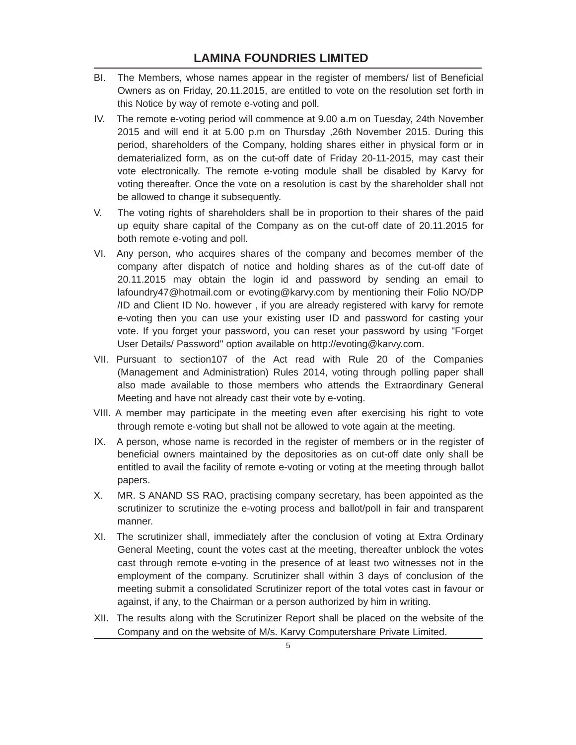BI. The Members, whose names appear in the register of members/ list of Beneficial Owners as on Friday, 20.11.2015, are entitled to vote on the resolution set forth in this Notice by way of remote e-voting and poll.

IV. The remote e-voting period will commence at 9.00 a.m on Tuesday, 24th November 2015 and will end it at 5.00 p.m on Thursday ,26th November 2015. During this period, shareholders of the Company, holding shares either in physical form or in dematerialized form, as on the cut-off date of Friday 20-11-2015, may cast their vote electronically. The remote e-voting module shall be disabled by Karvy for voting thereafter. Once the vote on a resolution is cast by the shareholder shall not be allowed to change it subsequently.

V. The voting rights of shareholders shall be in proportion to their shares of the paid up equity share capital of the Company as on the cut-off date of 20.11.2015 for both remote e-voting and poll.

VI. Any person, who acquires shares of the company and becomes member of the company after dispatch of notice and holding shares as of the cut-off date of 20.11.2015 may obtain the login id and password by sending an email to lafoundry47@hotmail.com or evoting@karvy.com by mentioning their Folio NO/DP /ID and Client ID No. however , if you are already registered with karvy for remote e-voting then you can use your existing user ID and password for casting your vote. If you forget your password, you can reset your password by using "Forget User Details/ Password" option available on http://evoting@karvy.com.

VII. Pursuant to section107 of the Act read with Rule 20 of the Companies (Management and Administration) Rules 2014, voting through polling paper shall also made available to those members who attends the Extraordinary General Meeting and have not already cast their vote by e-voting.

VIII. A member may participate in the meeting even after exercising his right to vote through remote e-voting but shall not be allowed to vote again at the meeting.

IX. A person, whose name is recorded in the register of members or in the register of beneficial owners maintained by the depositories as on cut-off date only shall be entitled to avail the facility of remote e-voting or voting at the meeting through ballot papers.

X. MR. S ANAND SS RAO, practising company secretary, has been appointed as the scrutinizer to scrutinize the e-voting process and ballot/poll in fair and transparent manner.

XI. The scrutinizer shall, immediately after the conclusion of voting at Extra Ordinary General Meeting, count the votes cast at the meeting, thereafter unblock the votes cast through remote e-voting in the presence of at least two witnesses not in the employment of the company. Scrutinizer shall within 3 days of conclusion of the meeting submit a consolidated Scrutinizer report of the total votes cast in favour or against, if any, to the Chairman or a person authorized by him in writing.

XII. The results along with the Scrutinizer Report shall be placed on the website of the Company and on the website of M/s. Karvy Computershare Private Limited.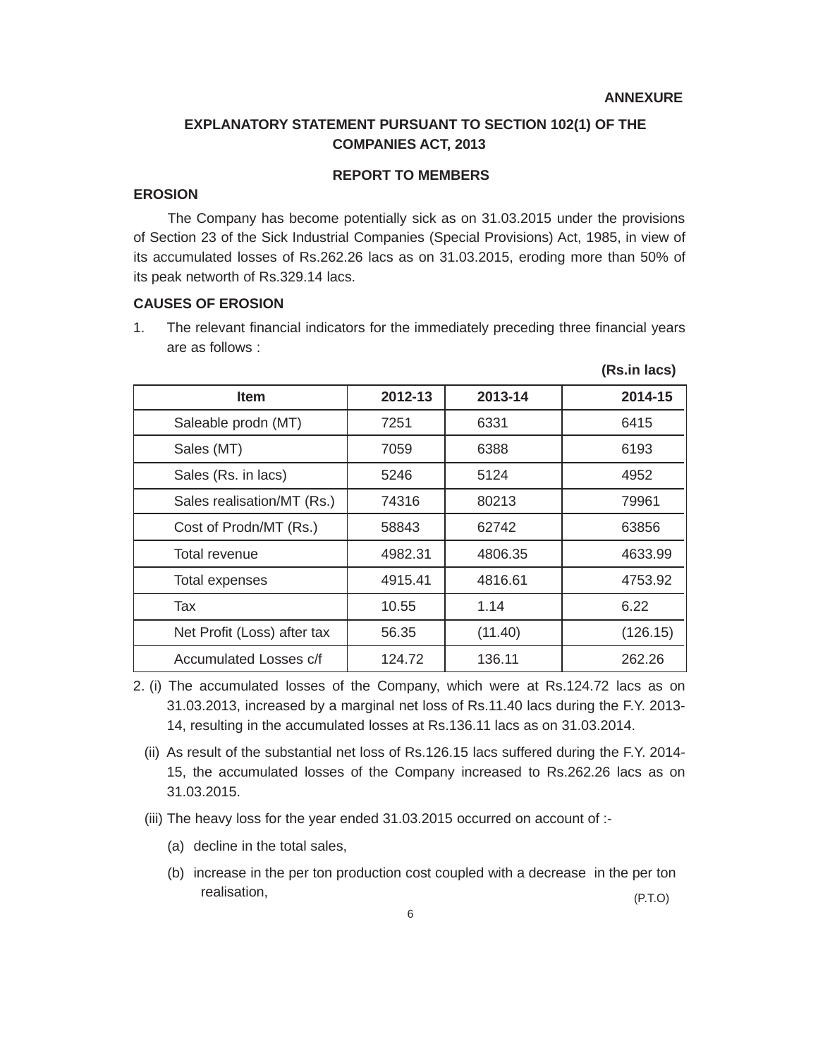**ANNEXURE**

## EXPLANATORY STATEMENT PURSUANT TO SECTION 102(1) OF THE COMPANIES ACT, 2013

### REPORT TO MEMBERS

**EROSION**

The Company has become potentially sick as on 31.03.2015 under the provisions of Section 23 of the Sick Industrial Companies (Special Provisions) Act, 1985, in view of its accumulated losses of Rs.262.26 lacs as on 31.03.2015, eroding more than 50% of its peak networth of Rs.329.14 lacs.

**CAUSES OF EROSION**

1. The relevant financial indicators for the immediately preceding three financial years are as follows :

**(Rs.in lacs)**

| Item | 2012-13 | 2013-14 | 2014-15 |
|---|---|---|---|
| Saleable prodn (MT) | 7251 | 6331 | 6415 |
| Sales (MT) | 7059 | 6388 | 6193 |
| Sales (Rs. in lacs) | 5246 | 5124 | 4952 |
| Sales realisation/MT (Rs.) | 74316 | 80213 | 79961 |
| Cost of Prodn/MT (Rs.) | 58843 | 62742 | 63856 |
| Total revenue | 4982.31 | 4806.35 | 4633.99 |
| Total expenses | 4915.41 | 4816.61 | 4753.92 |
| Tax | 10.55 | 1.14 | 6.22 |
| Net Profit (Loss) after tax | 56.35 | (11.40) | (126.15) |
| Accumulated Losses c/f | 124.72 | 136.11 | 262.26 |

2. (i) The accumulated losses of the Company, which were at Rs.124.72 lacs as on 31.03.2013, increased by a marginal net loss of Rs.11.40 lacs during the F.Y. 2013-14, resulting in the accumulated losses at Rs.136.11 lacs as on 31.03.2014.

   (ii) As result of the substantial net loss of Rs.126.15 lacs suffered during the F.Y. 2014-15, the accumulated losses of the Company increased to Rs.262.26 lacs as on 31.03.2015.

   (iii) The heavy loss for the year ended 31.03.2015 occurred on account of :-

   (a) decline in the total sales,

   (b) increase in the per ton production cost coupled with a decrease in the per ton realisation,

(P.T.O)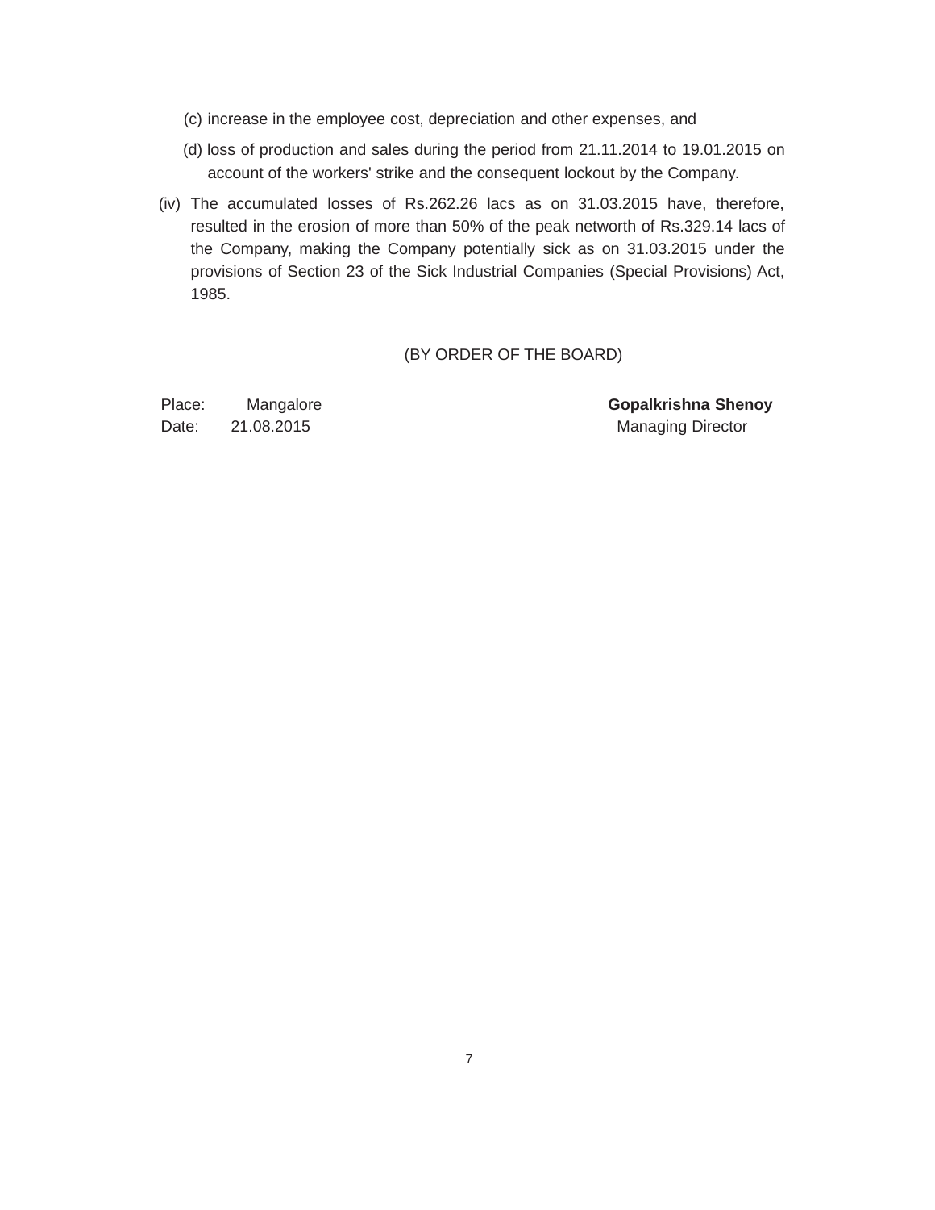(c) increase in the employee cost, depreciation and other expenses, and

(d) loss of production and sales during the period from 21.11.2014 to 19.01.2015 on account of the workers' strike and the consequent lockout by the Company.

(iv) The accumulated losses of Rs.262.26 lacs as on 31.03.2015 have, therefore, resulted in the erosion of more than 50% of the peak networth of Rs.329.14 lacs of the Company, making the Company potentially sick as on 31.03.2015 under the provisions of Section 23 of the Sick Industrial Companies (Special Provisions) Act, 1985.

(BY ORDER OF THE BOARD)

Place: Mangalore
Date: 21.08.2015

**Gopalkrishna Shenoy**
Managing Director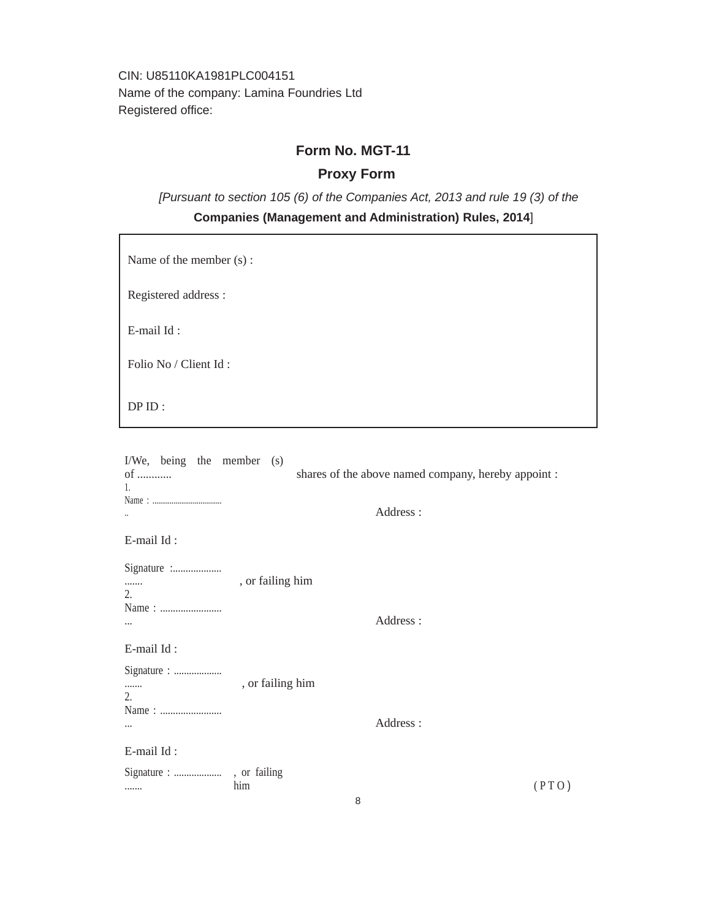CIN: U85110KA1981PLC004151

Name of the company: Lamina Foundries Ltd

Registered office:

## Form No. MGT-11

## Proxy Form

*[Pursuant to section 105 (6) of the Companies Act, 2013 and rule 19 (3) of the* **Companies (Management and Administration) Rules, 2014**]

Name of the member (s) :

Registered address :

E-mail Id :

Folio No / Client Id :

DP ID :

I/We, being the member (s) of ............ shares of the above named company, hereby appoint :

1. Name : ...................................... Address :

E-mail Id :

Signature :.......................... , or failing him

2. Name : ........................... Address :

E-mail Id :

Signature : .......................... , or failing him

2. Name : ........................... Address :

E-mail Id :

Signature : .......................... , or failing him

( P T O )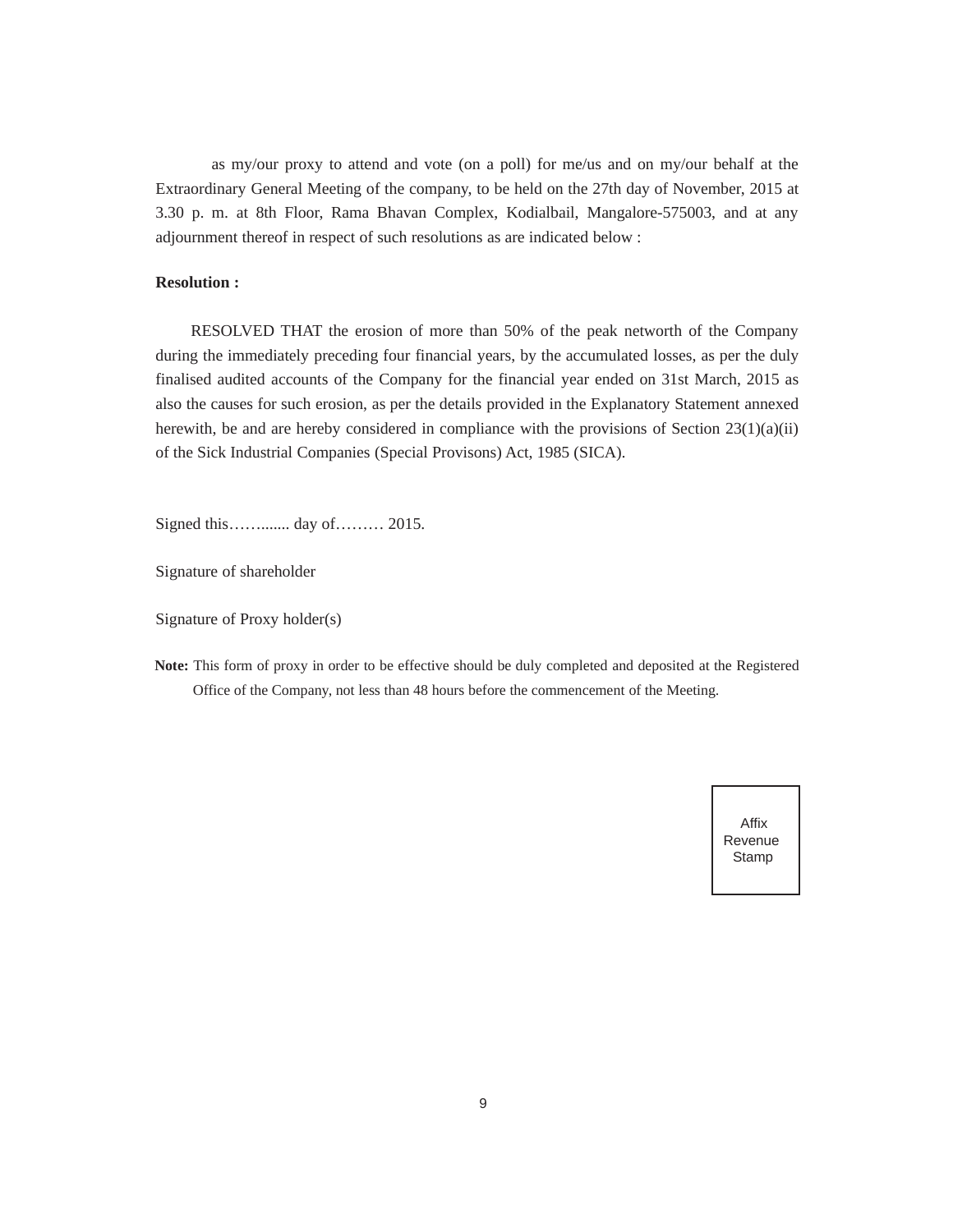as my/our proxy to attend and vote (on a poll) for me/us and on my/our behalf at the Extraordinary General Meeting of the company, to be held on the 27th day of November, 2015 at 3.30 p. m. at 8th Floor, Rama Bhavan Complex, Kodialbail, Mangalore-575003, and at any adjournment thereof in respect of such resolutions as are indicated below :

**Resolution :**

RESOLVED THAT the erosion of more than 50% of the peak networth of the Company during the immediately preceding four financial years, by the accumulated losses, as per the duly finalised audited accounts of the Company for the financial year ended on 31st March, 2015 as also the causes for such erosion, as per the details provided in the Explanatory Statement annexed herewith, be and are hereby considered in compliance with the provisions of Section 23(1)(a)(ii) of the Sick Industrial Companies (Special Provisons) Act, 1985 (SICA).

Signed this……....... day of……… 2015.

Signature of shareholder

Signature of Proxy holder(s)

**Note:** This form of proxy in order to be effective should be duly completed and deposited at the Registered Office of the Company, not less than 48 hours before the commencement of the Meeting.

Affix Revenue Stamp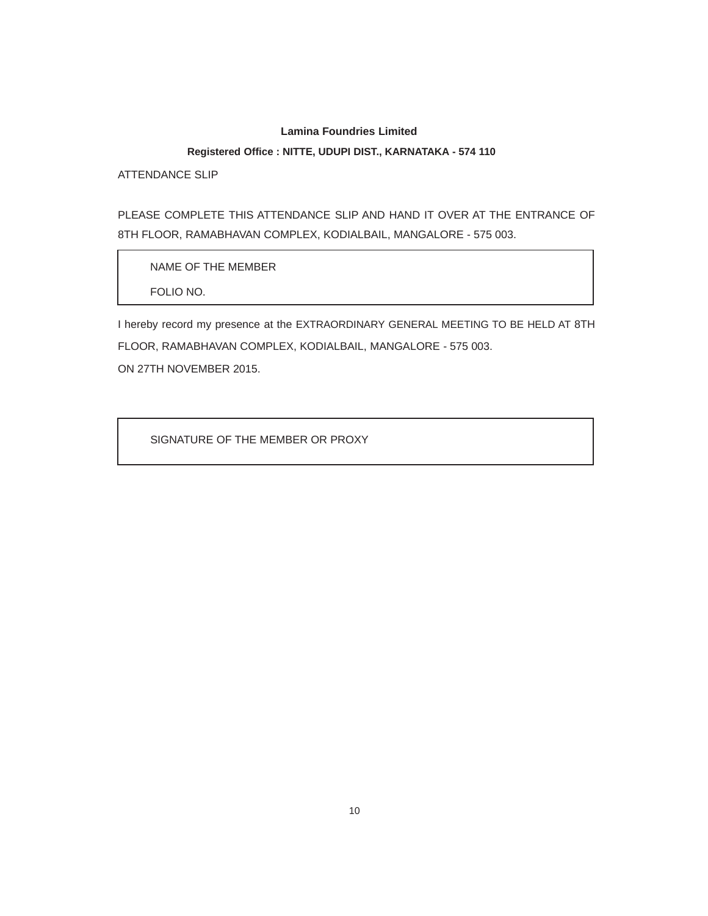**Lamina Foundries Limited**

**Registered Office : NITTE, UDUPI DIST., KARNATAKA - 574 110**

ATTENDANCE SLIP

PLEASE COMPLETE THIS ATTENDANCE SLIP AND HAND IT OVER AT THE ENTRANCE OF 8TH FLOOR, RAMABHAVAN COMPLEX, KODIALBAIL, MANGALORE - 575 003.

| | |
|---|---|
| NAME OF THE MEMBER | |
| FOLIO NO. | |

I hereby record my presence at the EXTRAORDINARY GENERAL MEETING TO BE HELD AT 8TH FLOOR, RAMABHAVAN COMPLEX, KODIALBAIL, MANGALORE - 575 003.

ON 27TH NOVEMBER 2015.

| | |
|---|---|
| SIGNATURE OF THE MEMBER OR PROXY | |